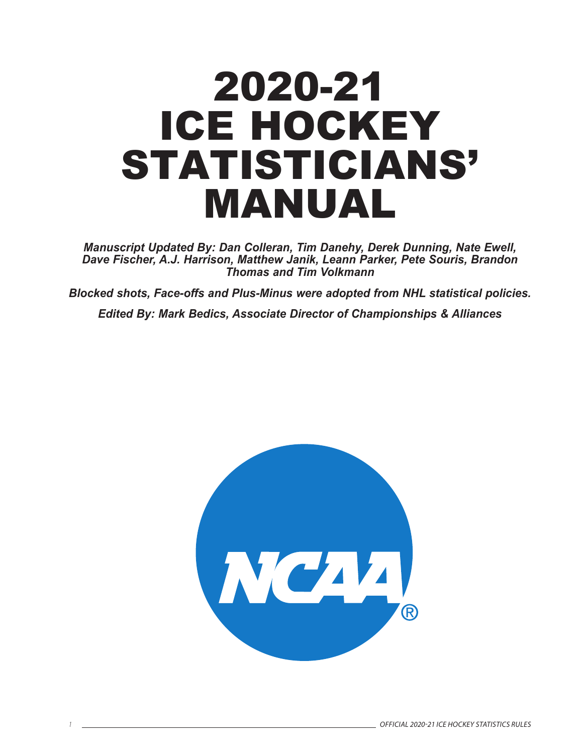# 2020-21 ICE HOCKEY STATISTICIANS' MANUAL

*Manuscript Updated By: Dan Colleran, Tim Danehy, Derek Dunning, Nate Ewell, Dave Fischer, A.J. Harrison, Matthew Janik, Leann Parker, Pete Souris, Brandon Thomas and Tim Volkmann*

*Blocked shots, Face-offs and Plus-Minus were adopted from NHL statistical policies.*

*Edited By: Mark Bedics, Associate Director of Championships & Alliances*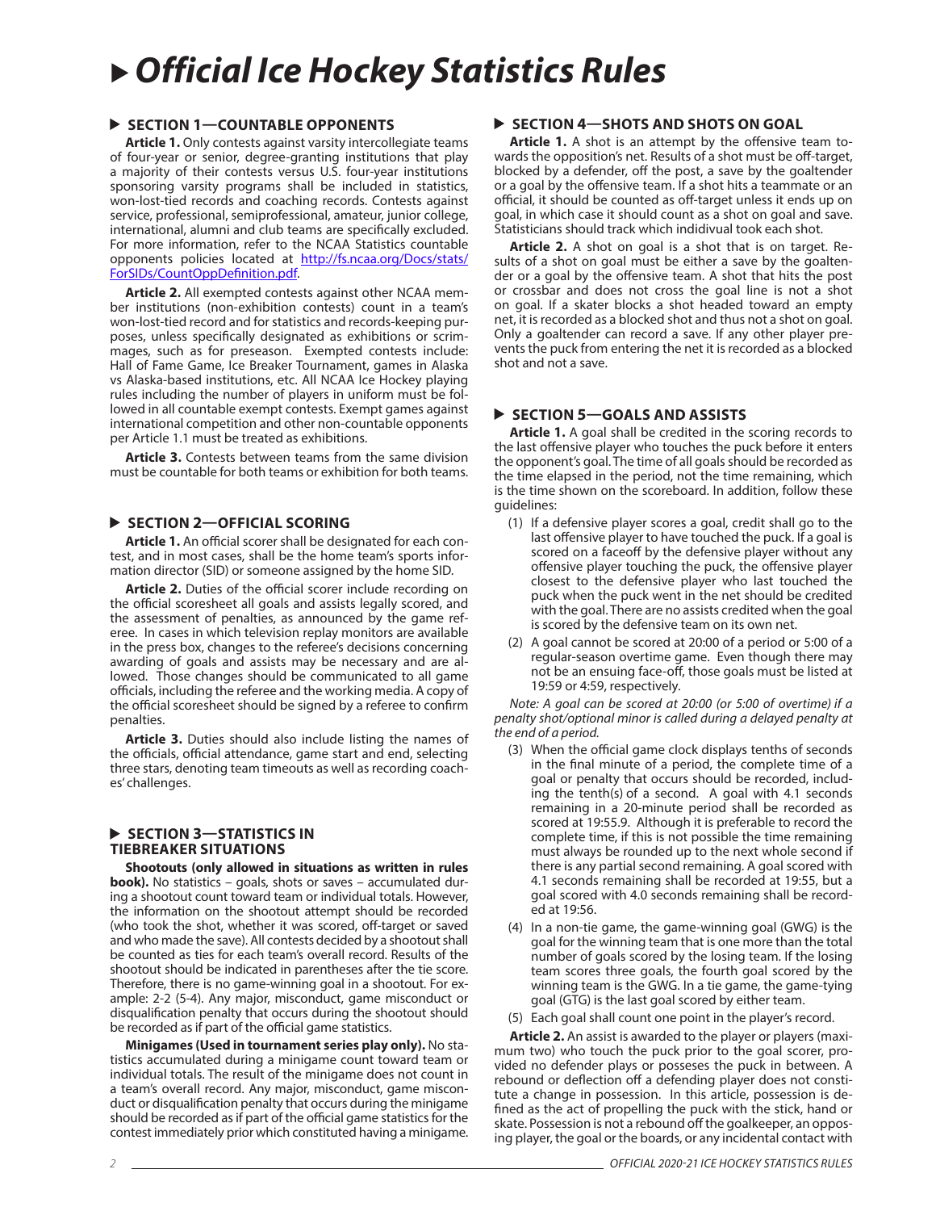# ▸ Official Ice Hockey Statistics Rules

## ▸ SECTION 1—COUNTABLE OPPONENTS

**Article 1.** Only contests against varsity intercollegiate teams of four-year or senior, degree-granting institutions that play a majority of their contests versus U.S. four-year institutions sponsoring varsity programs shall be included in statistics, won-lost-tied records and coaching records. Contests against service, professional, semiprofessional, amateur, junior college, international, alumni and club teams are specifically excluded. For more information, refer to the NCAA Statistics countable opponents policies located at [http://fs.ncaa.org/Docs/stats/ForSIDs/CountOppDefinition.pdf](http://fs.ncaa.org/Docs/stats/ForSIDs/CountOppDefinition.pdf).

**Article 2.** All exempted contests against other NCAA member institutions (non-exhibition contests) count in a team's won-lost-tied record and for statistics and records-keeping purposes, unless specifically designated as exhibitions or scrimmages, such as for preseason. Exempted contests include: Hall of Fame Game, Ice Breaker Tournament, games in Alaska vs Alaska-based institutions, etc. All NCAA Ice Hockey playing rules including the number of players in uniform must be followed in all countable exempt contests. Exempt games against international competition and other non-countable opponents per Article 1.1 must be treated as exhibitions.

**Article 3.** Contests between teams from the same division must be countable for both teams or exhibition for both teams.

## ▸ SECTION 2—OFFICIAL SCORING

**Article 1.** An official scorer shall be designated for each contest, and in most cases, shall be the home team's sports information director (SID) or someone assigned by the home SID.

**Article 2.** Duties of the official scorer include recording on the official scoresheet all goals and assists legally scored, and the assessment of penalties, as announced by the game referee. In cases in which television replay monitors are available in the press box, changes to the referee's decisions concerning awarding of goals and assists may be necessary and are allowed. Those changes should be communicated to all game officials, including the referee and the working media. A copy of the official scoresheet should be signed by a referee to confirm penalties.

**Article 3.** Duties should also include listing the names of the officials, official attendance, game start and end, selecting three stars, denoting team timeouts as well as recording coaches' challenges.

## ▸ SECTION 3—STATISTICS IN TIEBREAKER SITUATIONS

**Shootouts (only allowed in situations as written in rules book).** No statistics – goals, shots or saves – accumulated during a shootout count toward team or individual totals. However, the information on the shootout attempt should be recorded (who took the shot, whether it was scored, off-target or saved and who made the save). All contests decided by a shootout shall be counted as ties for each team's overall record. Results of the shootout should be indicated in parentheses after the tie score. Therefore, there is no game-winning goal in a shootout. For example: 2-2 (5-4). Any major, misconduct, game misconduct or disqualification penalty that occurs during the shootout should be recorded as if part of the official game statistics.

**Minigames (Used in tournament series play only).** No statistics accumulated during a minigame count toward team or individual totals. The result of the minigame does not count in a team's overall record. Any major, misconduct, game misconduct or disqualification penalty that occurs during the minigame should be recorded as if part of the official game statistics for the contest immediately prior which constituted having a minigame.

## ▸ SECTION 4—SHOTS AND SHOTS ON GOAL

**Article 1.** A shot is an attempt by the offensive team towards the opposition's net. Results of a shot must be off-target, blocked by a defender, off the post, a save by the goaltender or a goal by the offensive team. If a shot hits a teammate or an official, it should be counted as off-target unless it ends up on goal, in which case it should count as a shot on goal and save. Statisticians should track which indidivual took each shot.

**Article 2.** A shot on goal is a shot that is on target. Results of a shot on goal must be either a save by the goaltender or a goal by the offensive team. A shot that hits the post or crossbar and does not cross the goal line is not a shot on goal. If a skater blocks a shot headed toward an empty net, it is recorded as a blocked shot and thus not a shot on goal. Only a goaltender can record a save. If any other player prevents the puck from entering the net it is recorded as a blocked shot and not a save.

## ▸ SECTION 5—GOALS AND ASSISTS

**Article 1.** A goal shall be credited in the scoring records to the last offensive player who touches the puck before it enters the opponent's goal. The time of all goals should be recorded as the time elapsed in the period, not the time remaining, which is the time shown on the scoreboard. In addition, follow these guidelines:

(1) If a defensive player scores a goal, credit shall go to the last offensive player to have touched the puck. If a goal is scored on a faceoff by the defensive player without any offensive player touching the puck, the offensive player closest to the defensive player who last touched the puck when the puck went in the net should be credited with the goal. There are no assists credited when the goal is scored by the defensive team on its own net.

(2) A goal cannot be scored at 20:00 of a period or 5:00 of a regular-season overtime game. Even though there may not be an ensuing face-off, those goals must be listed at 19:59 or 4:59, respectively.

*Note: A goal can be scored at 20:00 (or 5:00 of overtime) if a penalty shot/optional minor is called during a delayed penalty at the end of a period.*

(3) When the official game clock displays tenths of seconds in the final minute of a period, the complete time of a goal or penalty that occurs should be recorded, including the tenth(s) of a second. A goal with 4.1 seconds remaining in a 20-minute period shall be recorded as scored at 19:55.9. Although it is preferable to record the complete time, if this is not possible the time remaining must always be rounded up to the next whole second if there is any partial second remaining. A goal scored with 4.1 seconds remaining shall be recorded at 19:55, but a goal scored with 4.0 seconds remaining shall be recorded at 19:56.

(4) In a non-tie game, the game-winning goal (GWG) is the goal for the winning team that is one more than the total number of goals scored by the losing team. If the losing team scores three goals, the fourth goal scored by the winning team is the GWG. In a tie game, the game-tying goal (GTG) is the last goal scored by either team.

(5) Each goal shall count one point in the player's record.

**Article 2.** An assist is awarded to the player or players (maximum two) who touch the puck prior to the goal scorer, provided no defender plays or posseses the puck in between. A rebound or deflection off a defending player does not constitute a change in possession. In this article, possession is defined as the act of propelling the puck with the stick, hand or skate. Possession is not a rebound off the goalkeeper, an opposing player, the goal or the boards, or any incidental contact with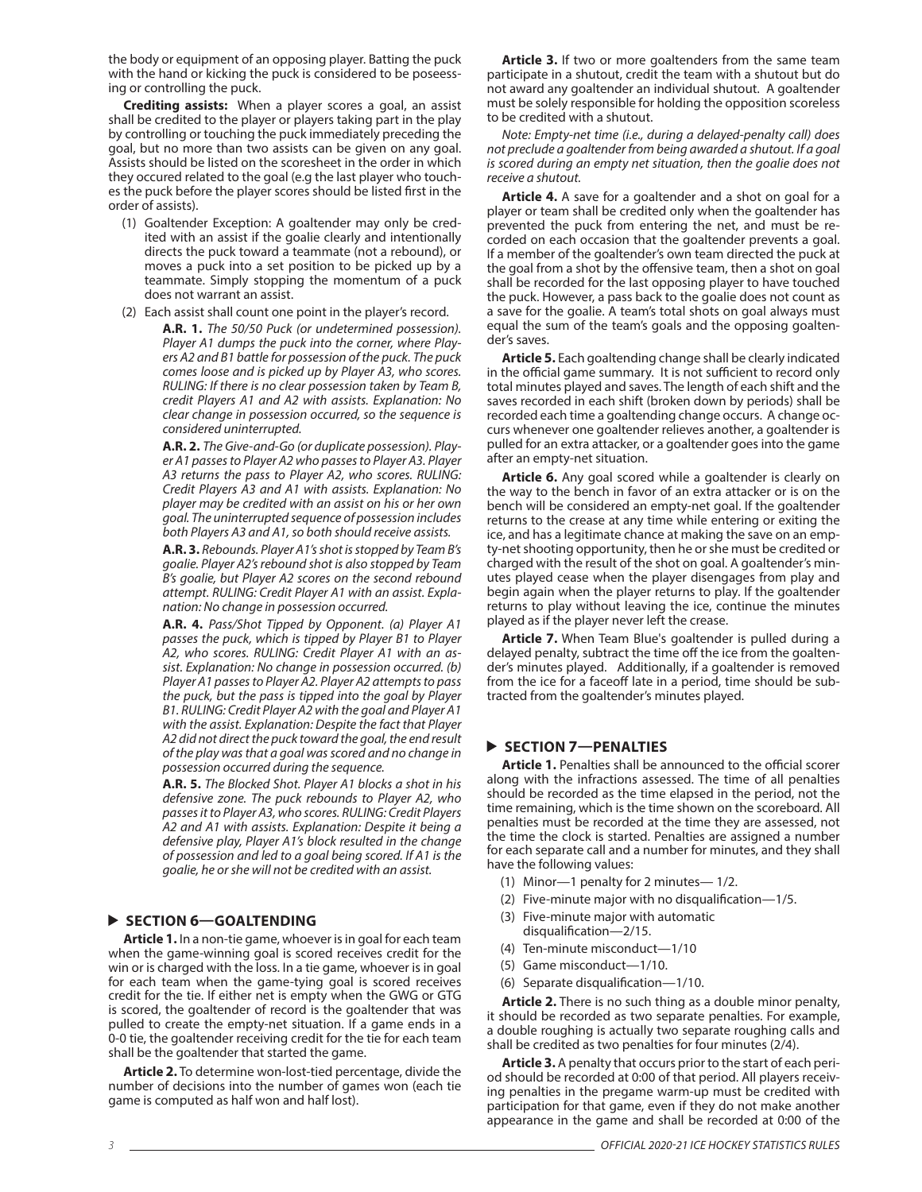the body or equipment of an opposing player. Batting the puck with the hand or kicking the puck is considered to be poseessing or controlling the puck.

**Crediting assists:** When a player scores a goal, an assist shall be credited to the player or players taking part in the play by controlling or touching the puck immediately preceding the goal, but no more than two assists can be given on any goal. Assists should be listed on the scoresheet in the order in which they occured related to the goal (e.g the last player who touches the puck before the player scores should be listed first in the order of assists).

(1) Goaltender Exception: A goaltender may only be credited with an assist if the goalie clearly and intentionally directs the puck toward a teammate (not a rebound), or moves a puck into a set position to be picked up by a teammate. Simply stopping the momentum of a puck does not warrant an assist.

(2) Each assist shall count one point in the player's record.

**A.R. 1.** *The 50/50 Puck (or undetermined possession). Player A1 dumps the puck into the corner, where Players A2 and B1 battle for possession of the puck. The puck comes loose and is picked up by Player A3, who scores. RULING: If there is no clear possession taken by Team B, credit Players A1 and A2 with assists. Explanation: No clear change in possession occurred, so the sequence is considered uninterrupted.*

**A.R. 2.** *The Give-and-Go (or duplicate possession). Player A1 passes to Player A2 who passes to Player A3. Player A3 returns the pass to Player A2, who scores. RULING: Credit Players A3 and A1 with assists. Explanation: No player may be credited with an assist on his or her own goal. The uninterrupted sequence of possession includes both Players A3 and A1, so both should receive assists.*

**A.R. 3.** *Rebounds. Player A1's shot is stopped by Team B's goalie. Player A2's rebound shot is also stopped by Team B's goalie, but Player A2 scores on the second rebound attempt. RULING: Credit Player A1 with an assist. Explanation: No change in possession occurred.*

**A.R. 4.** *Pass/Shot Tipped by Opponent. (a) Player A1 passes the puck, which is tipped by Player B1 to Player A2, who scores. RULING: Credit Player A1 with an assist. Explanation: No change in possession occurred. (b) Player A1 passes to Player A2. Player A2 attempts to pass the puck, but the pass is tipped into the goal by Player B1. RULING: Credit Player A2 with the goal and Player A1 with the assist. Explanation: Despite the fact that Player A2 did not direct the puck toward the goal, the end result of the play was that a goal was scored and no change in possession occurred during the sequence.*

**A.R. 5.** *The Blocked Shot. Player A1 blocks a shot in his defensive zone. The puck rebounds to Player A2, who passes it to Player A3, who scores. RULING: Credit Players A2 and A1 with assists. Explanation: Despite it being a defensive play, Player A1's block resulted in the change of possession and led to a goal being scored. If A1 is the goalie, he or she will not be credited with an assist.*

## SECTION 6—GOALTENDING

**Article 1.** In a non-tie game, whoever is in goal for each team when the game-winning goal is scored receives credit for the win or is charged with the loss. In a tie game, whoever is in goal for each team when the game-tying goal is scored receives credit for the tie. If either net is empty when the GWG or GTG is scored, the goaltender of record is the goaltender that was pulled to create the empty-net situation. If a game ends in a 0-0 tie, the goaltender receiving credit for the tie for each team shall be the goaltender that started the game.

**Article 2.** To determine won-lost-tied percentage, divide the number of decisions into the number of games won (each tie game is computed as half won and half lost).

**Article 3.** If two or more goaltenders from the same team participate in a shutout, credit the team with a shutout but do not award any goaltender an individual shutout. A goaltender must be solely responsible for holding the opposition scoreless to be credited with a shutout.

*Note: Empty-net time (i.e., during a delayed-penalty call) does not preclude a goaltender from being awarded a shutout. If a goal is scored during an empty net situation, then the goalie does not receive a shutout.*

**Article 4.** A save for a goaltender and a shot on goal for a player or team shall be credited only when the goaltender has prevented the puck from entering the net, and must be recorded on each occasion that the goaltender prevents a goal. If a member of the goaltender's own team directed the puck at the goal from a shot by the offensive team, then a shot on goal shall be recorded for the last opposing player to have touched the puck. However, a pass back to the goalie does not count as a save for the goalie. A team's total shots on goal always must equal the sum of the team's goals and the opposing goaltender's saves.

**Article 5.** Each goaltending change shall be clearly indicated in the official game summary. It is not sufficient to record only total minutes played and saves. The length of each shift and the saves recorded in each shift (broken down by periods) shall be recorded each time a goaltending change occurs. A change occurs whenever one goaltender relieves another, a goaltender is pulled for an extra attacker, or a goaltender goes into the game after an empty-net situation.

**Article 6.** Any goal scored while a goaltender is clearly on the way to the bench in favor of an extra attacker or is on the bench will be considered an empty-net goal. If the goaltender returns to the crease at any time while entering or exiting the ice, and has a legitimate chance at making the save on an empty-net shooting opportunity, then he or she must be credited or charged with the result of the shot on goal. A goaltender's minutes played cease when the player disengages from play and begin again when the player returns to play. If the goaltender returns to play without leaving the ice, continue the minutes played as if the player never left the crease.

**Article 7.** When Team Blue's goaltender is pulled during a delayed penalty, subtract the time off the ice from the goaltender's minutes played. Additionally, if a goaltender is removed from the ice for a faceoff late in a period, time should be subtracted from the goaltender's minutes played.

## SECTION 7—PENALTIES

**Article 1.** Penalties shall be announced to the official scorer along with the infractions assessed. The time of all penalties should be recorded as the time elapsed in the period, not the time remaining, which is the time shown on the scoreboard. All penalties must be recorded at the time they are assessed, not the time the clock is started. Penalties are assigned a number for each separate call and a number for minutes, and they shall have the following values:

(1) Minor—1 penalty for 2 minutes— 1/2.
(2) Five-minute major with no disqualification—1/5.
(3) Five-minute major with automatic disqualification—2/15.
(4) Ten-minute misconduct—1/10
(5) Game misconduct—1/10.
(6) Separate disqualification—1/10.

**Article 2.** There is no such thing as a double minor penalty, it should be recorded as two separate penalties. For example, a double roughing is actually two separate roughing calls and shall be credited as two penalties for four minutes (2/4).

**Article 3.** A penalty that occurs prior to the start of each period should be recorded at 0:00 of that period. All players receiving penalties in the pregame warm-up must be credited with participation for that game, even if they do not make another appearance in the game and shall be recorded at 0:00 of the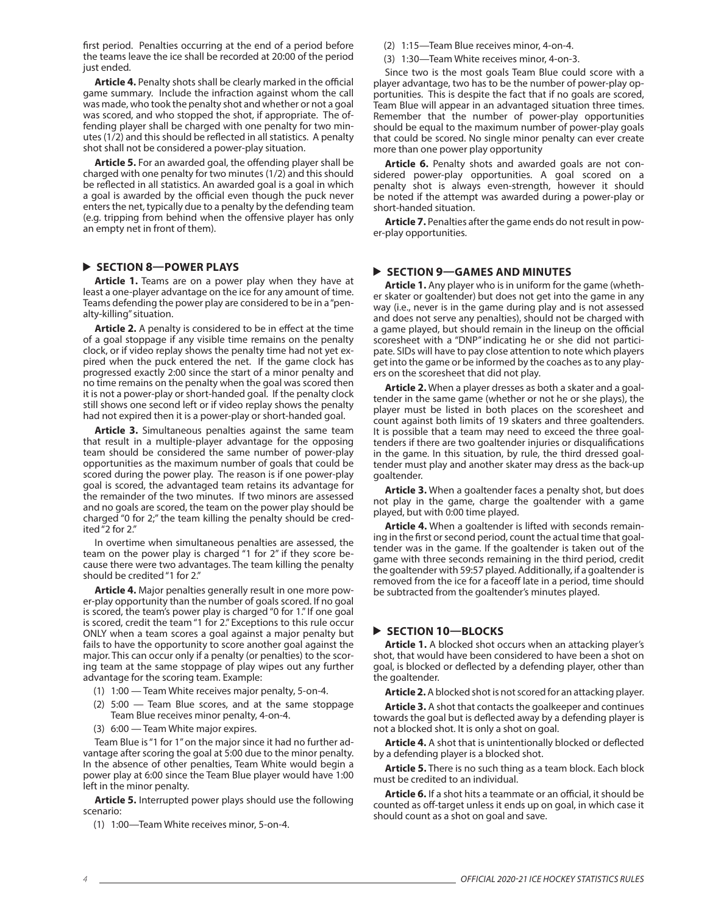first period. Penalties occurring at the end of a period before the teams leave the ice shall be recorded at 20:00 of the period just ended.

**Article 4.** Penalty shots shall be clearly marked in the official game summary. Include the infraction against whom the call was made, who took the penalty shot and whether or not a goal was scored, and who stopped the shot, if appropriate. The offending player shall be charged with one penalty for two minutes (1/2) and this should be reflected in all statistics. A penalty shot shall not be considered a power-play situation.

**Article 5.** For an awarded goal, the offending player shall be charged with one penalty for two minutes (1/2) and this should be reflected in all statistics. An awarded goal is a goal in which a goal is awarded by the official even though the puck never enters the net, typically due to a penalty by the defending team (e.g. tripping from behind when the offensive player has only an empty net in front of them).

## SECTION 8—POWER PLAYS

**Article 1.** Teams are on a power play when they have at least a one-player advantage on the ice for any amount of time. Teams defending the power play are considered to be in a "penalty-killing" situation.

**Article 2.** A penalty is considered to be in effect at the time of a goal stoppage if any visible time remains on the penalty clock, or if video replay shows the penalty time had not yet expired when the puck entered the net. If the game clock has progressed exactly 2:00 since the start of a minor penalty and no time remains on the penalty when the goal was scored then it is not a power-play or short-handed goal. If the penalty clock still shows one second left or if video replay shows the penalty had not expired then it is a power-play or short-handed goal.

**Article 3.** Simultaneous penalties against the same team that result in a multiple-player advantage for the opposing team should be considered the same number of power-play opportunities as the maximum number of goals that could be scored during the power play. The reason is if one power-play goal is scored, the advantaged team retains its advantage for the remainder of the two minutes. If two minors are assessed and no goals are scored, the team on the power play should be charged "0 for 2;" the team killing the penalty should be credited "2 for 2."

In overtime when simultaneous penalties are assessed, the team on the power play is charged "1 for 2" if they score because there were two advantages. The team killing the penalty should be credited "1 for 2."

**Article 4.** Major penalties generally result in one more power-play opportunity than the number of goals scored. If no goal is scored, the team's power play is charged "0 for 1." If one goal is scored, credit the team "1 for 2." Exceptions to this rule occur ONLY when a team scores a goal against a major penalty but fails to have the opportunity to score another goal against the major. This can occur only if a penalty (or penalties) to the scoring team at the same stoppage of play wipes out any further advantage for the scoring team. Example:

(1) 1:00 — Team White receives major penalty, 5-on-4.

(2) 5:00 — Team Blue scores, and at the same stoppage Team Blue receives minor penalty, 4-on-4.

(3) 6:00 — Team White major expires.

Team Blue is "1 for 1" on the major since it had no further advantage after scoring the goal at 5:00 due to the minor penalty. In the absence of other penalties, Team White would begin a power play at 6:00 since the Team Blue player would have 1:00 left in the minor penalty.

**Article 5.** Interrupted power plays should use the following scenario:

(1) 1:00—Team White receives minor, 5-on-4.

(2) 1:15—Team Blue receives minor, 4-on-4.

(3) 1:30—Team White receives minor, 4-on-3.

Since two is the most goals Team Blue could score with a player advantage, two has to be the number of power-play opportunities. This is despite the fact that if no goals are scored, Team Blue will appear in an advantaged situation three times. Remember that the number of power-play opportunities should be equal to the maximum number of power-play goals that could be scored. No single minor penalty can ever create more than one power play opportunity

**Article 6.** Penalty shots and awarded goals are not considered power-play opportunities. A goal scored on a penalty shot is always even-strength, however it should be noted if the attempt was awarded during a power-play or short-handed situation.

**Article 7.** Penalties after the game ends do not result in power-play opportunities.

## SECTION 9—GAMES AND MINUTES

**Article 1.** Any player who is in uniform for the game (whether skater or goaltender) but does not get into the game in any way (i.e., never is in the game during play and is not assessed and does not serve any penalties), should not be charged with a game played, but should remain in the lineup on the official scoresheet with a "DNP" indicating he or she did not participate. SIDs will have to pay close attention to note which players get into the game or be informed by the coaches as to any players on the scoresheet that did not play.

**Article 2.** When a player dresses as both a skater and a goaltender in the same game (whether or not he or she plays), the player must be listed in both places on the scoresheet and count against both limits of 19 skaters and three goaltenders. It is possible that a team may need to exceed the three goaltenders if there are two goaltender injuries or disqualifications in the game. In this situation, by rule, the third dressed goaltender must play and another skater may dress as the back-up goaltender.

**Article 3.** When a goaltender faces a penalty shot, but does not play in the game, charge the goaltender with a game played, but with 0:00 time played.

**Article 4.** When a goaltender is lifted with seconds remaining in the first or second period, count the actual time that goaltender was in the game. If the goaltender is taken out of the game with three seconds remaining in the third period, credit the goaltender with 59:57 played. Additionally, if a goaltender is removed from the ice for a faceoff late in a period, time should be subtracted from the goaltender's minutes played.

## SECTION 10—BLOCKS

**Article 1.** A blocked shot occurs when an attacking player's shot, that would have been considered to have been a shot on goal, is blocked or deflected by a defending player, other than the goaltender.

**Article 2.** A blocked shot is not scored for an attacking player.

**Article 3.** A shot that contacts the goalkeeper and continues towards the goal but is deflected away by a defending player is not a blocked shot. It is only a shot on goal.

**Article 4.** A shot that is unintentionally blocked or deflected by a defending player is a blocked shot.

**Article 5.** There is no such thing as a team block. Each block must be credited to an individual.

**Article 6.** If a shot hits a teammate or an official, it should be counted as off-target unless it ends up on goal, in which case it should count as a shot on goal and save.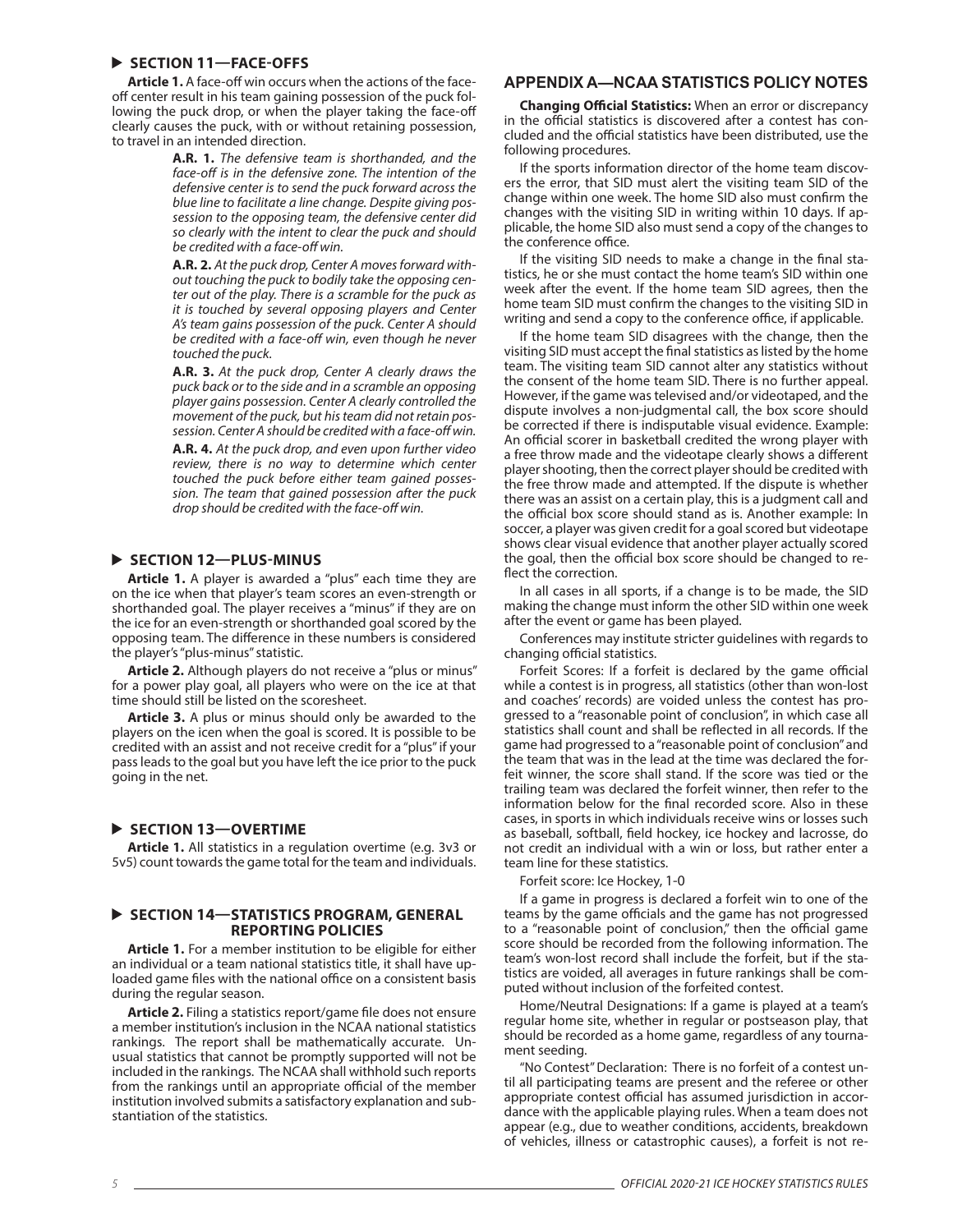## ▶ SECTION 11—FACE-OFFS

**Article 1.** A face-off win occurs when the actions of the face-off center result in his team gaining possession of the puck following the puck drop, or when the player taking the face-off clearly causes the puck, with or without retaining possession, to travel in an intended direction.

> **A.R. 1.** *The defensive team is shorthanded, and the face-off is in the defensive zone. The intention of the defensive center is to send the puck forward across the blue line to facilitate a line change. Despite giving possession to the opposing team, the defensive center did so clearly with the intent to clear the puck and should be credited with a face-off win.*
>
> **A.R. 2.** *At the puck drop, Center A moves forward without touching the puck to bodily take the opposing center out of the play. There is a scramble for the puck as it is touched by several opposing players and Center A's team gains possession of the puck. Center A should be credited with a face-off win, even though he never touched the puck.*
>
> **A.R. 3.** *At the puck drop, Center A clearly draws the puck back or to the side and in a scramble an opposing player gains possession. Center A clearly controlled the movement of the puck, but his team did not retain possession. Center A should be credited with a face-off win.*
>
> **A.R. 4.** *At the puck drop, and even upon further video review, there is no way to determine which center touched the puck before either team gained possession. The team that gained possession after the puck drop should be credited with the face-off win.*

## ▶ SECTION 12—PLUS-MINUS

**Article 1.** A player is awarded a "plus" each time they are on the ice when that player's team scores an even-strength or shorthanded goal. The player receives a "minus" if they are on the ice for an even-strength or shorthanded goal scored by the opposing team. The difference in these numbers is considered the player's "plus-minus" statistic.

**Article 2.** Although players do not receive a "plus or minus" for a power play goal, all players who were on the ice at that time should still be listed on the scoresheet.

**Article 3.** A plus or minus should only be awarded to the players on the icen when the goal is scored. It is possible to be credited with an assist and not receive credit for a "plus" if your pass leads to the goal but you have left the ice prior to the puck going in the net.

## ▶ SECTION 13—OVERTIME

**Article 1.** All statistics in a regulation overtime (e.g. 3v3 or 5v5) count towards the game total for the team and individuals.

## ▶ SECTION 14—STATISTICS PROGRAM, GENERAL REPORTING POLICIES

**Article 1.** For a member institution to be eligible for either an individual or a team national statistics title, it shall have uploaded game files with the national office on a consistent basis during the regular season.

**Article 2.** Filing a statistics report/game file does not ensure a member institution's inclusion in the NCAA national statistics rankings. The report shall be mathematically accurate. Unusual statistics that cannot be promptly supported will not be included in the rankings. The NCAA shall withhold such reports from the rankings until an appropriate official of the member institution involved submits a satisfactory explanation and substantiation of the statistics.

## APPENDIX A—NCAA STATISTICS POLICY NOTES

**Changing Official Statistics:** When an error or discrepancy in the official statistics is discovered after a contest has concluded and the official statistics have been distributed, use the following procedures.

If the sports information director of the home team discovers the error, that SID must alert the visiting team SID of the change within one week. The home SID also must confirm the changes with the visiting SID in writing within 10 days. If applicable, the home SID also must send a copy of the changes to the conference office.

If the visiting SID needs to make a change in the final statistics, he or she must contact the home team's SID within one week after the event. If the home team SID agrees, then the home team SID must confirm the changes to the visiting SID in writing and send a copy to the conference office, if applicable.

If the home team SID disagrees with the change, then the visiting SID must accept the final statistics as listed by the home team. The visiting team SID cannot alter any statistics without the consent of the home team SID. There is no further appeal. However, if the game was televised and/or videotaped, and the dispute involves a non-judgmental call, the box score should be corrected if there is indisputable visual evidence. Example: An official scorer in basketball credited the wrong player with a free throw made and the videotape clearly shows a different player shooting, then the correct player should be credited with the free throw made and attempted. If the dispute is whether there was an assist on a certain play, this is a judgment call and the official box score should stand as is. Another example: In soccer, a player was given credit for a goal scored but videotape shows clear visual evidence that another player actually scored the goal, then the official box score should be changed to reflect the correction.

In all cases in all sports, if a change is to be made, the SID making the change must inform the other SID within one week after the event or game has been played.

Conferences may institute stricter guidelines with regards to changing official statistics.

Forfeit Scores: If a forfeit is declared by the game official while a contest is in progress, all statistics (other than won-lost and coaches' records) are voided unless the contest has progressed to a "reasonable point of conclusion", in which case all statistics shall count and shall be reflected in all records. If the game had progressed to a "reasonable point of conclusion" and the team that was in the lead at the time was declared the forfeit winner, the score shall stand. If the score was tied or the trailing team was declared the forfeit winner, then refer to the information below for the final recorded score. Also in these cases, in sports in which individuals receive wins or losses such as baseball, softball, field hockey, ice hockey and lacrosse, do not credit an individual with a win or loss, but rather enter a team line for these statistics.

Forfeit score: Ice Hockey, 1-0

If a game in progress is declared a forfeit win to one of the teams by the game officials and the game has not progressed to a "reasonable point of conclusion," then the official game score should be recorded from the following information. The team's won-lost record shall include the forfeit, but if the statistics are voided, all averages in future rankings shall be computed without inclusion of the forfeited contest.

Home/Neutral Designations: If a game is played at a team's regular home site, whether in regular or postseason play, that should be recorded as a home game, regardless of any tournament seeding.

"No Contest" Declaration: There is no forfeit of a contest until all participating teams are present and the referee or other appropriate contest official has assumed jurisdiction in accordance with the applicable playing rules. When a team does not appear (e.g., due to weather conditions, accidents, breakdown of vehicles, illness or catastrophic causes), a forfeit is not re-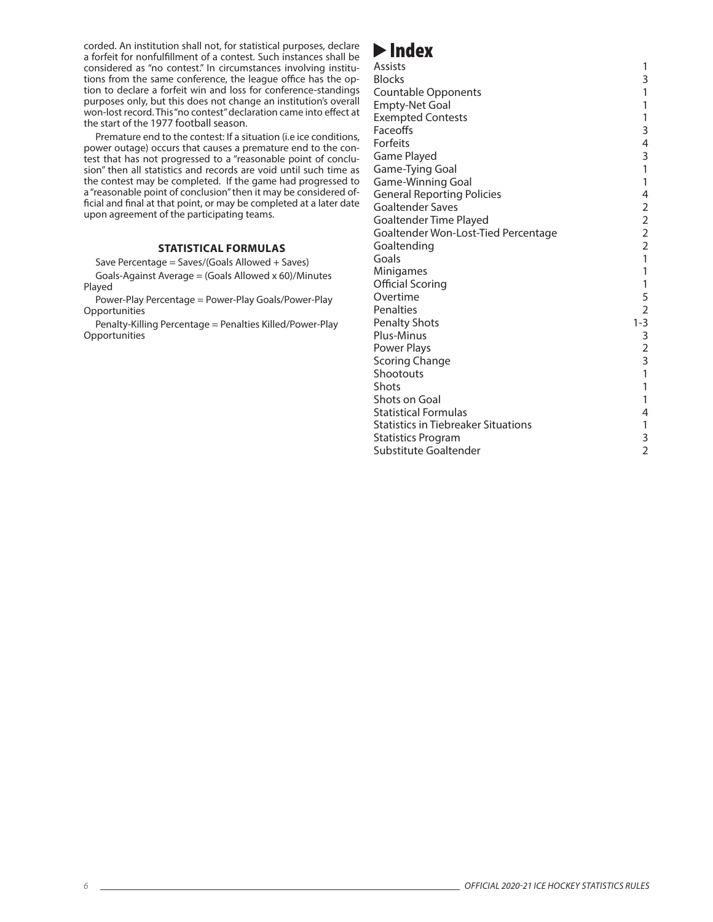corded. An institution shall not, for statistical purposes, declare a forfeit for nonfulfillment of a contest. Such instances shall be considered as "no contest." In circumstances involving institutions from the same conference, the league office has the option to declare a forfeit win and loss for conference-standings purposes only, but this does not change an institution's overall won-lost record. This "no contest" declaration came into effect at the start of the 1977 football season.

Premature end to the contest: If a situation (i.e ice conditions, power outage) occurs that causes a premature end to the contest that has not progressed to a "reasonable point of conclusion" then all statistics and records are void until such time as the contest may be completed. If the game had progressed to a "reasonable point of conclusion" then it may be considered official and final at that point, or may be completed at a later date upon agreement of the participating teams.

### STATISTICAL FORMULAS

Save Percentage = Saves/(Goals Allowed + Saves)

Goals-Against Average = (Goals Allowed x 60)/Minutes Played

Power-Play Percentage = Power-Play Goals/Power-Play Opportunities

Penalty-Killing Percentage = Penalties Killed/Power-Play Opportunities

## Index

| | |
|---|---|
| Assists | 1 |
| Blocks | 3 |
| Countable Opponents | 1 |
| Empty-Net Goal | 1 |
| Exempted Contests | 1 |
| Faceoffs | 3 |
| Forfeits | 4 |
| Game Played | 3 |
| Game-Tying Goal | 1 |
| Game-Winning Goal | 1 |
| General Reporting Policies | 4 |
| Goaltender Saves | 2 |
| Goaltender Time Played | 2 |
| Goaltender Won-Lost-Tied Percentage | 2 |
| Goaltending | 2 |
| Goals | 1 |
| Minigames | 1 |
| Official Scoring | 1 |
| Overtime | 5 |
| Penalties | 2 |
| Penalty Shots | 1-3 |
| Plus-Minus | 3 |
| Power Plays | 2 |
| Scoring Change | 3 |
| Shootouts | 1 |
| Shots | 1 |
| Shots on Goal | 1 |
| Statistical Formulas | 4 |
| Statistics in Tiebreaker Situations | 1 |
| Statistics Program | 3 |
| Substitute Goaltender | 2 |